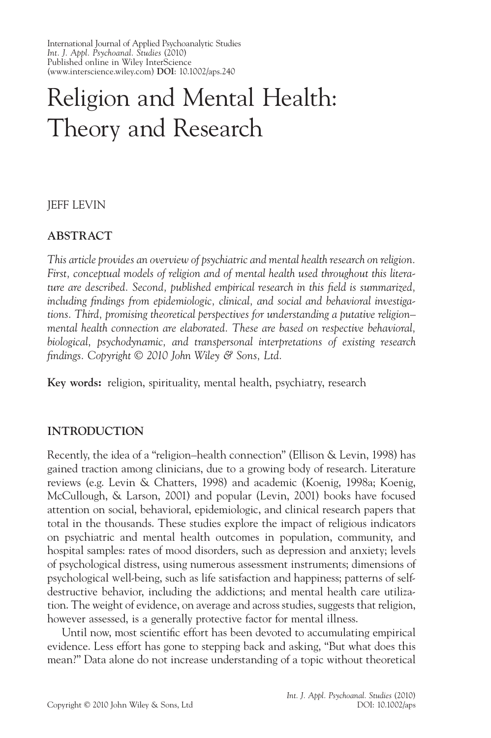# Religion and Mental Health: Theory and Research

JEFF LEVIN

## ABSTRACT

*This article provides an overview of psychiatric and mental health research on religion. First, conceptual models of religion and of mental health used throughout this literature are described. Second, published empirical research in this field is summarized, including findings from epidemiologic, clinical, and social and behavioral investigations. Third, promising theoretical perspectives for understanding a putative religion–mental health connection are elaborated. These are based on respective behavioral, biological, psychodynamic, and transpersonal interpretations of existing research findings. Copyright © 2010 John Wiley & Sons, Ltd.*

**Key words:** religion, spirituality, mental health, psychiatry, research

## INTRODUCTION

Recently, the idea of a "religion–health connection" (Ellison & Levin, 1998) has gained traction among clinicians, due to a growing body of research. Literature reviews (e.g. Levin & Chatters, 1998) and academic (Koenig, 1998a; Koenig, McCullough, & Larson, 2001) and popular (Levin, 2001) books have focused attention on social, behavioral, epidemiologic, and clinical research papers that total in the thousands. These studies explore the impact of religious indicators on psychiatric and mental health outcomes in population, community, and hospital samples: rates of mood disorders, such as depression and anxiety; levels of psychological distress, using numerous assessment instruments; dimensions of psychological well-being, such as life satisfaction and happiness; patterns of self-destructive behavior, including the addictions; and mental health care utilization. The weight of evidence, on average and across studies, suggests that religion, however assessed, is a generally protective factor for mental illness.

Until now, most scientific effort has been devoted to accumulating empirical evidence. Less effort has gone to stepping back and asking, "But what does this mean?" Data alone do not increase understanding of a topic without theoretical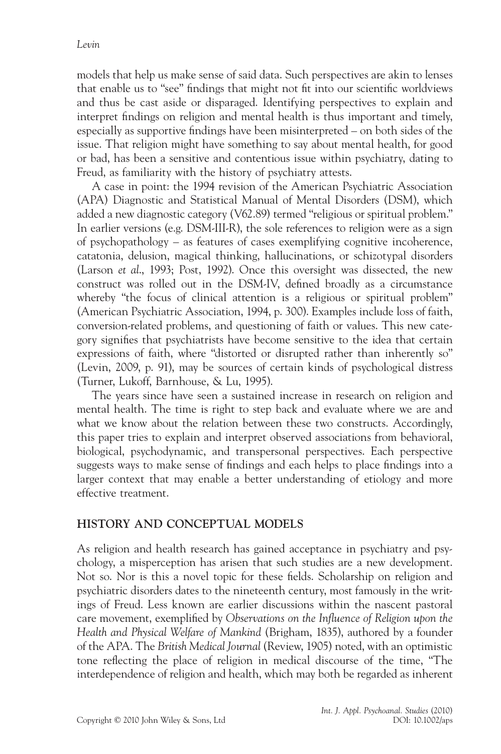models that help us make sense of said data. Such perspectives are akin to lenses that enable us to "see" findings that might not fit into our scientific worldviews and thus be cast aside or disparaged. Identifying perspectives to explain and interpret findings on religion and mental health is thus important and timely, especially as supportive findings have been misinterpreted – on both sides of the issue. That religion might have something to say about mental health, for good or bad, has been a sensitive and contentious issue within psychiatry, dating to Freud, as familiarity with the history of psychiatry attests.

A case in point: the 1994 revision of the American Psychiatric Association (APA) Diagnostic and Statistical Manual of Mental Disorders (DSM), which added a new diagnostic category (V62.89) termed "religious or spiritual problem." In earlier versions (e.g. DSM-III-R), the sole references to religion were as a sign of psychopathology – as features of cases exemplifying cognitive incoherence, catatonia, delusion, magical thinking, hallucinations, or schizotypal disorders (Larson *et al.*, 1993; Post, 1992). Once this oversight was dissected, the new construct was rolled out in the DSM-IV, defined broadly as a circumstance whereby "the focus of clinical attention is a religious or spiritual problem" (American Psychiatric Association, 1994, p. 300). Examples include loss of faith, conversion-related problems, and questioning of faith or values. This new category signifies that psychiatrists have become sensitive to the idea that certain expressions of faith, where "distorted or disrupted rather than inherently so" (Levin, 2009, p. 91), may be sources of certain kinds of psychological distress (Turner, Lukoff, Barnhouse, & Lu, 1995).

The years since have seen a sustained increase in research on religion and mental health. The time is right to step back and evaluate where we are and what we know about the relation between these two constructs. Accordingly, this paper tries to explain and interpret observed associations from behavioral, biological, psychodynamic, and transpersonal perspectives. Each perspective suggests ways to make sense of findings and each helps to place findings into a larger context that may enable a better understanding of etiology and more effective treatment.

## HISTORY AND CONCEPTUAL MODELS

As religion and health research has gained acceptance in psychiatry and psychology, a misperception has arisen that such studies are a new development. Not so. Nor is this a novel topic for these fields. Scholarship on religion and psychiatric disorders dates to the nineteenth century, most famously in the writings of Freud. Less known are earlier discussions within the nascent pastoral care movement, exemplified by *Observations on the Influence of Religion upon the Health and Physical Welfare of Mankind* (Brigham, 1835), authored by a founder of the APA. The *British Medical Journal* (Review, 1905) noted, with an optimistic tone reflecting the place of religion in medical discourse of the time, "The interdependence of religion and health, which may both be regarded as inherent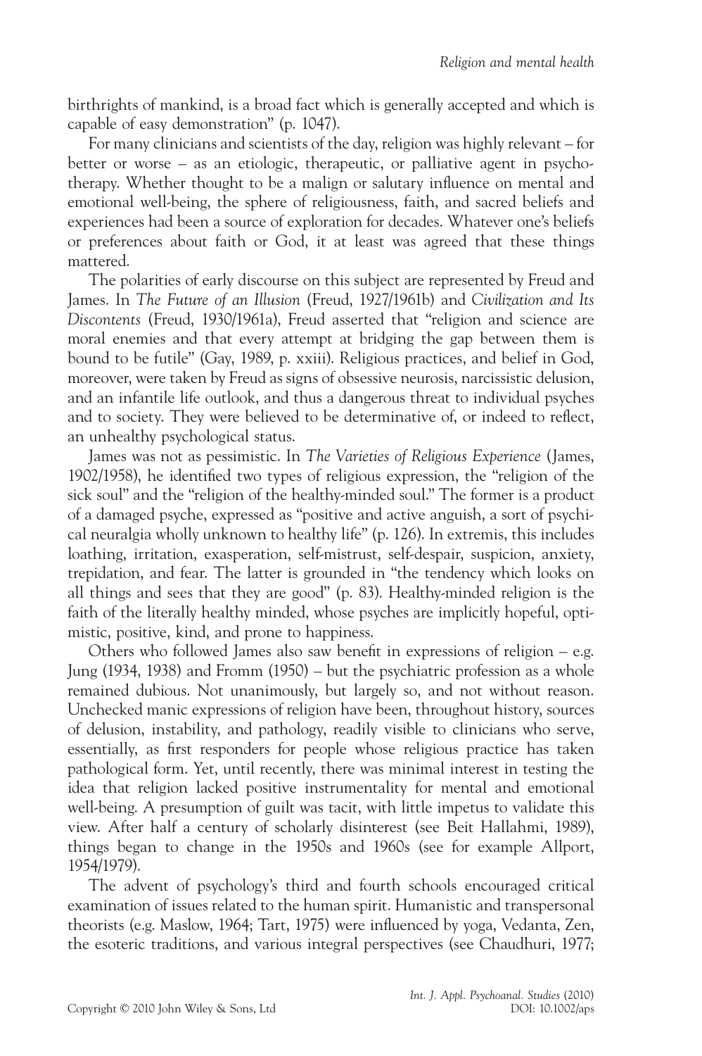birthrights of mankind, is a broad fact which is generally accepted and which is capable of easy demonstration" (p. 1047).

For many clinicians and scientists of the day, religion was highly relevant – for better or worse – as an etiologic, therapeutic, or palliative agent in psychotherapy. Whether thought to be a malign or salutary influence on mental and emotional well-being, the sphere of religiousness, faith, and sacred beliefs and experiences had been a source of exploration for decades. Whatever one's beliefs or preferences about faith or God, it at least was agreed that these things mattered.

The polarities of early discourse on this subject are represented by Freud and James. In *The Future of an Illusion* (Freud, 1927/1961b) and *Civilization and Its Discontents* (Freud, 1930/1961a), Freud asserted that "religion and science are moral enemies and that every attempt at bridging the gap between them is bound to be futile" (Gay, 1989, p. xxiii). Religious practices, and belief in God, moreover, were taken by Freud as signs of obsessive neurosis, narcissistic delusion, and an infantile life outlook, and thus a dangerous threat to individual psyches and to society. They were believed to be determinative of, or indeed to reflect, an unhealthy psychological status.

James was not as pessimistic. In *The Varieties of Religious Experience* (James, 1902/1958), he identified two types of religious expression, the "religion of the sick soul" and the "religion of the healthy-minded soul." The former is a product of a damaged psyche, expressed as "positive and active anguish, a sort of psychical neuralgia wholly unknown to healthy life" (p. 126). In extremis, this includes loathing, irritation, exasperation, self-mistrust, self-despair, suspicion, anxiety, trepidation, and fear. The latter is grounded in "the tendency which looks on all things and sees that they are good" (p. 83). Healthy-minded religion is the faith of the literally healthy minded, whose psyches are implicitly hopeful, optimistic, positive, kind, and prone to happiness.

Others who followed James also saw benefit in expressions of religion – e.g. Jung (1934, 1938) and Fromm (1950) – but the psychiatric profession as a whole remained dubious. Not unanimously, but largely so, and not without reason. Unchecked manic expressions of religion have been, throughout history, sources of delusion, instability, and pathology, readily visible to clinicians who serve, essentially, as first responders for people whose religious practice has taken pathological form. Yet, until recently, there was minimal interest in testing the idea that religion lacked positive instrumentality for mental and emotional well-being. A presumption of guilt was tacit, with little impetus to validate this view. After half a century of scholarly disinterest (see Beit Hallahmi, 1989), things began to change in the 1950s and 1960s (see for example Allport, 1954/1979).

The advent of psychology's third and fourth schools encouraged critical examination of issues related to the human spirit. Humanistic and transpersonal theorists (e.g. Maslow, 1964; Tart, 1975) were influenced by yoga, Vedanta, Zen, the esoteric traditions, and various integral perspectives (see Chaudhuri, 1977;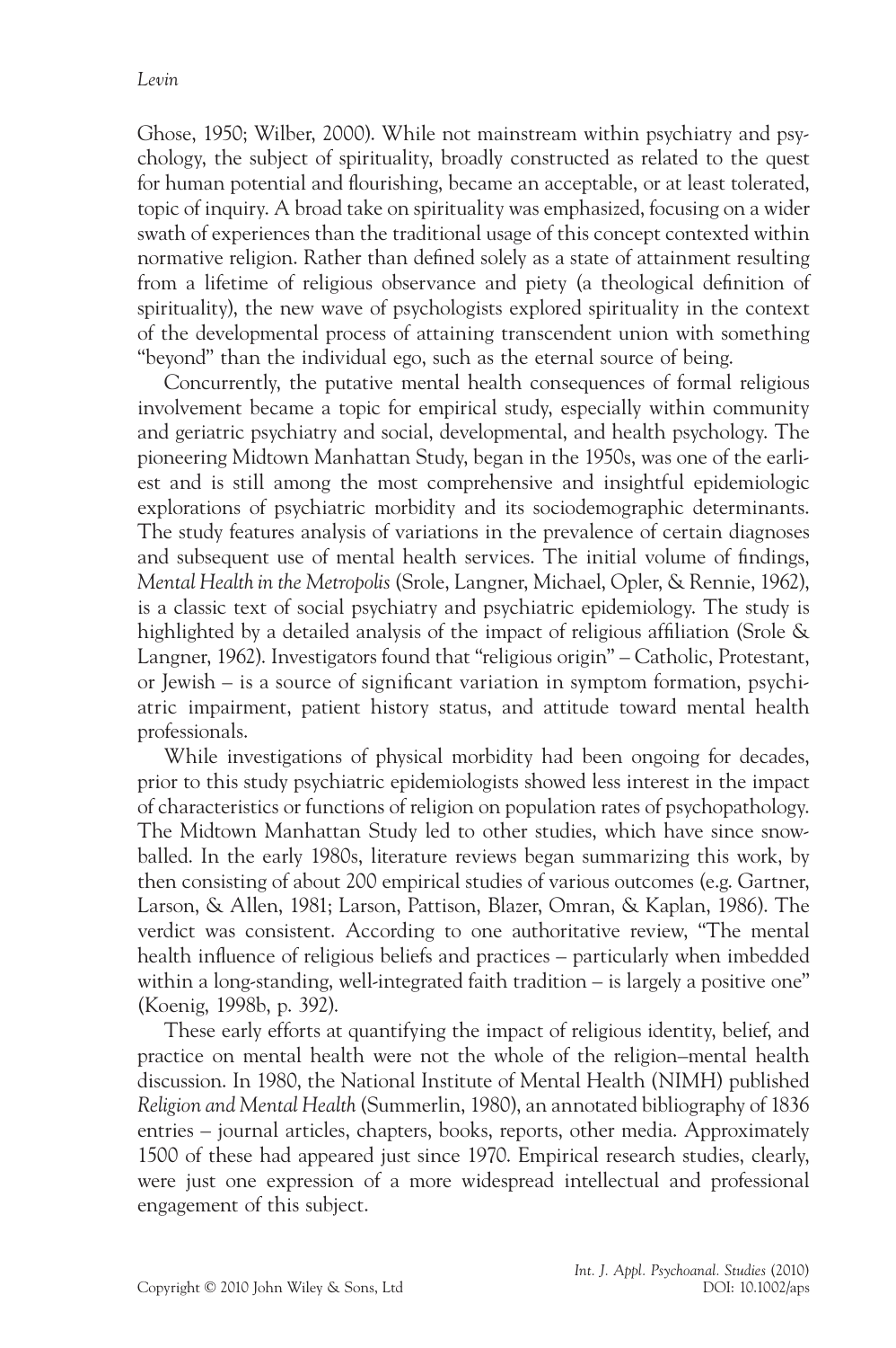Ghose, 1950; Wilber, 2000). While not mainstream within psychiatry and psychology, the subject of spirituality, broadly constructed as related to the quest for human potential and flourishing, became an acceptable, or at least tolerated, topic of inquiry. A broad take on spirituality was emphasized, focusing on a wider swath of experiences than the traditional usage of this concept contexted within normative religion. Rather than defined solely as a state of attainment resulting from a lifetime of religious observance and piety (a theological definition of spirituality), the new wave of psychologists explored spirituality in the context of the developmental process of attaining transcendent union with something "beyond" than the individual ego, such as the eternal source of being.

Concurrently, the putative mental health consequences of formal religious involvement became a topic for empirical study, especially within community and geriatric psychiatry and social, developmental, and health psychology. The pioneering Midtown Manhattan Study, began in the 1950s, was one of the earliest and is still among the most comprehensive and insightful epidemiologic explorations of psychiatric morbidity and its sociodemographic determinants. The study features analysis of variations in the prevalence of certain diagnoses and subsequent use of mental health services. The initial volume of findings, *Mental Health in the Metropolis* (Srole, Langner, Michael, Opler, & Rennie, 1962), is a classic text of social psychiatry and psychiatric epidemiology. The study is highlighted by a detailed analysis of the impact of religious affiliation (Srole & Langner, 1962). Investigators found that "religious origin" – Catholic, Protestant, or Jewish – is a source of significant variation in symptom formation, psychiatric impairment, patient history status, and attitude toward mental health professionals.

While investigations of physical morbidity had been ongoing for decades, prior to this study psychiatric epidemiologists showed less interest in the impact of characteristics or functions of religion on population rates of psychopathology. The Midtown Manhattan Study led to other studies, which have since snowballed. In the early 1980s, literature reviews began summarizing this work, by then consisting of about 200 empirical studies of various outcomes (e.g. Gartner, Larson, & Allen, 1981; Larson, Pattison, Blazer, Omran, & Kaplan, 1986). The verdict was consistent. According to one authoritative review, "The mental health influence of religious beliefs and practices – particularly when imbedded within a long-standing, well-integrated faith tradition – is largely a positive one" (Koenig, 1998b, p. 392).

These early efforts at quantifying the impact of religious identity, belief, and practice on mental health were not the whole of the religion–mental health discussion. In 1980, the National Institute of Mental Health (NIMH) published *Religion and Mental Health* (Summerlin, 1980), an annotated bibliography of 1836 entries – journal articles, chapters, books, reports, other media. Approximately 1500 of these had appeared just since 1970. Empirical research studies, clearly, were just one expression of a more widespread intellectual and professional engagement of this subject.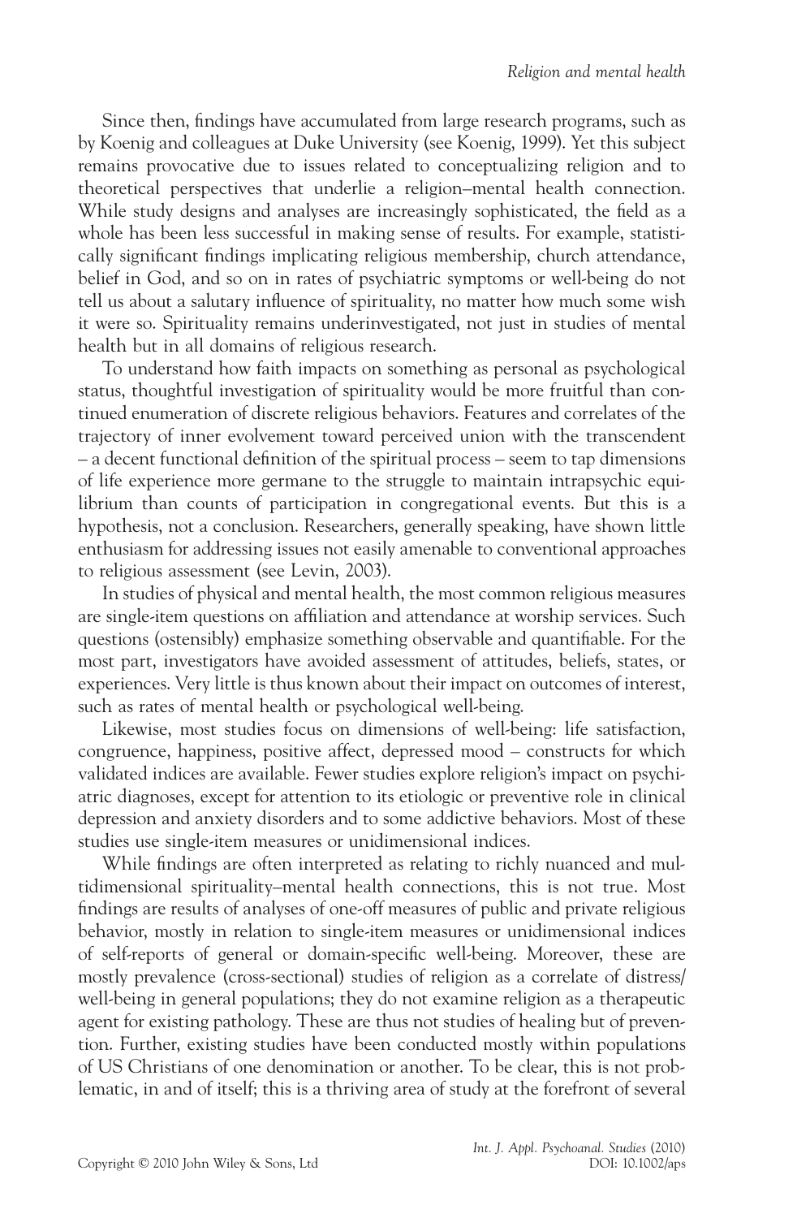Since then, findings have accumulated from large research programs, such as by Koenig and colleagues at Duke University (see Koenig, 1999). Yet this subject remains provocative due to issues related to conceptualizing religion and to theoretical perspectives that underlie a religion–mental health connection. While study designs and analyses are increasingly sophisticated, the field as a whole has been less successful in making sense of results. For example, statistically significant findings implicating religious membership, church attendance, belief in God, and so on in rates of psychiatric symptoms or well-being do not tell us about a salutary influence of spirituality, no matter how much some wish it were so. Spirituality remains underinvestigated, not just in studies of mental health but in all domains of religious research.

To understand how faith impacts on something as personal as psychological status, thoughtful investigation of spirituality would be more fruitful than continued enumeration of discrete religious behaviors. Features and correlates of the trajectory of inner evolvement toward perceived union with the transcendent – a decent functional definition of the spiritual process – seem to tap dimensions of life experience more germane to the struggle to maintain intrapsychic equilibrium than counts of participation in congregational events. But this is a hypothesis, not a conclusion. Researchers, generally speaking, have shown little enthusiasm for addressing issues not easily amenable to conventional approaches to religious assessment (see Levin, 2003).

In studies of physical and mental health, the most common religious measures are single-item questions on affiliation and attendance at worship services. Such questions (ostensibly) emphasize something observable and quantifiable. For the most part, investigators have avoided assessment of attitudes, beliefs, states, or experiences. Very little is thus known about their impact on outcomes of interest, such as rates of mental health or psychological well-being.

Likewise, most studies focus on dimensions of well-being: life satisfaction, congruence, happiness, positive affect, depressed mood – constructs for which validated indices are available. Fewer studies explore religion's impact on psychiatric diagnoses, except for attention to its etiologic or preventive role in clinical depression and anxiety disorders and to some addictive behaviors. Most of these studies use single-item measures or unidimensional indices.

While findings are often interpreted as relating to richly nuanced and multidimensional spirituality–mental health connections, this is not true. Most findings are results of analyses of one-off measures of public and private religious behavior, mostly in relation to single-item measures or unidimensional indices of self-reports of general or domain-specific well-being. Moreover, these are mostly prevalence (cross-sectional) studies of religion as a correlate of distress/well-being in general populations; they do not examine religion as a therapeutic agent for existing pathology. These are thus not studies of healing but of prevention. Further, existing studies have been conducted mostly within populations of US Christians of one denomination or another. To be clear, this is not problematic, in and of itself; this is a thriving area of study at the forefront of several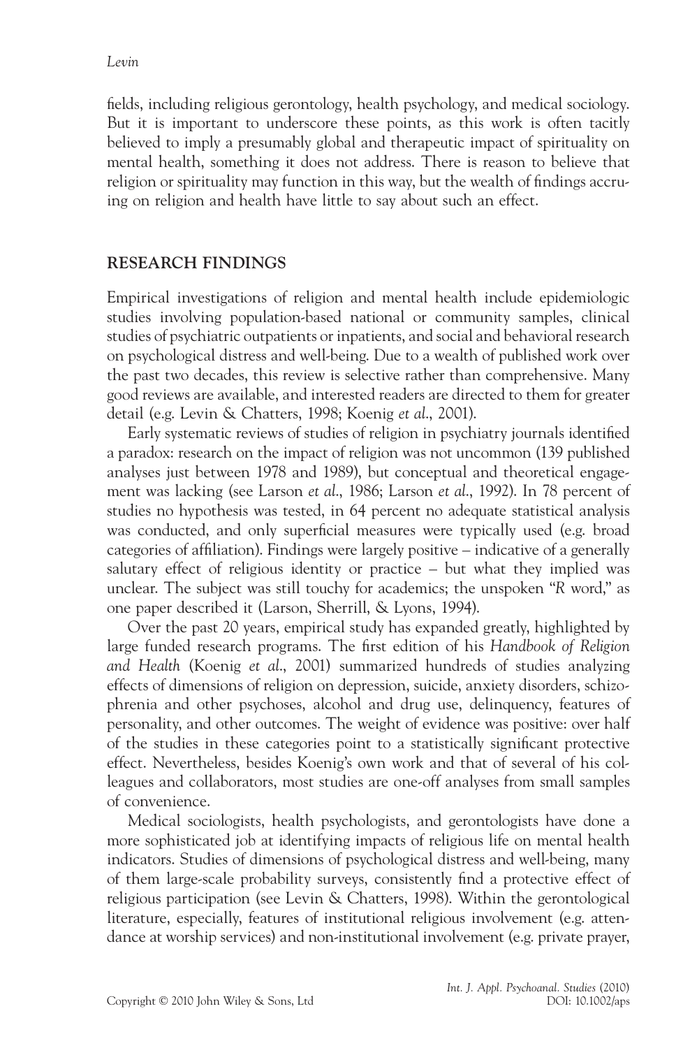fields, including religious gerontology, health psychology, and medical sociology. But it is important to underscore these points, as this work is often tacitly believed to imply a presumably global and therapeutic impact of spirituality on mental health, something it does not address. There is reason to believe that religion or spirituality may function in this way, but the wealth of findings accruing on religion and health have little to say about such an effect.

## RESEARCH FINDINGS

Empirical investigations of religion and mental health include epidemiologic studies involving population-based national or community samples, clinical studies of psychiatric outpatients or inpatients, and social and behavioral research on psychological distress and well-being. Due to a wealth of published work over the past two decades, this review is selective rather than comprehensive. Many good reviews are available, and interested readers are directed to them for greater detail (e.g. Levin & Chatters, 1998; Koenig *et al.*, 2001).

Early systematic reviews of studies of religion in psychiatry journals identified a paradox: research on the impact of religion was not uncommon (139 published analyses just between 1978 and 1989), but conceptual and theoretical engagement was lacking (see Larson *et al.*, 1986; Larson *et al.*, 1992). In 78 percent of studies no hypothesis was tested, in 64 percent no adequate statistical analysis was conducted, and only superficial measures were typically used (e.g. broad categories of affiliation). Findings were largely positive – indicative of a generally salutary effect of religious identity or practice – but what they implied was unclear. The subject was still touchy for academics; the unspoken "*R* word," as one paper described it (Larson, Sherrill, & Lyons, 1994).

Over the past 20 years, empirical study has expanded greatly, highlighted by large funded research programs. The first edition of his *Handbook of Religion and Health* (Koenig *et al.*, 2001) summarized hundreds of studies analyzing effects of dimensions of religion on depression, suicide, anxiety disorders, schizophrenia and other psychoses, alcohol and drug use, delinquency, features of personality, and other outcomes. The weight of evidence was positive: over half of the studies in these categories point to a statistically significant protective effect. Nevertheless, besides Koenig's own work and that of several of his colleagues and collaborators, most studies are one-off analyses from small samples of convenience.

Medical sociologists, health psychologists, and gerontologists have done a more sophisticated job at identifying impacts of religious life on mental health indicators. Studies of dimensions of psychological distress and well-being, many of them large-scale probability surveys, consistently find a protective effect of religious participation (see Levin & Chatters, 1998). Within the gerontological literature, especially, features of institutional religious involvement (e.g. attendance at worship services) and non-institutional involvement (e.g. private prayer,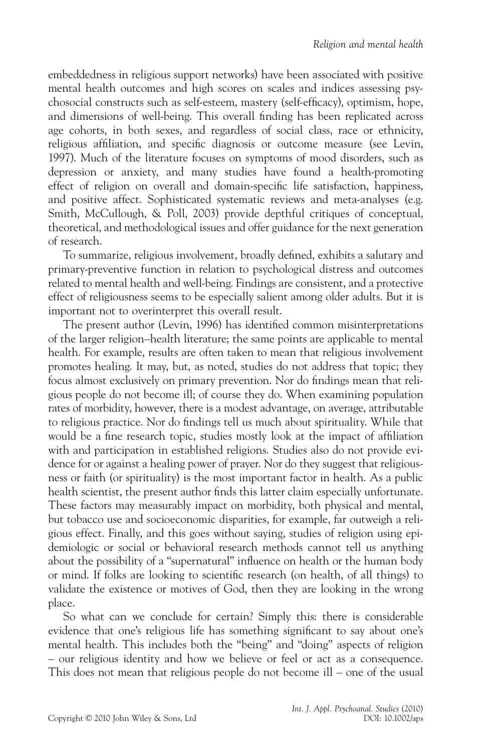embeddedness in religious support networks) have been associated with positive mental health outcomes and high scores on scales and indices assessing psychosocial constructs such as self-esteem, mastery (self-efficacy), optimism, hope, and dimensions of well-being. This overall finding has been replicated across age cohorts, in both sexes, and regardless of social class, race or ethnicity, religious affiliation, and specific diagnosis or outcome measure (see Levin, 1997). Much of the literature focuses on symptoms of mood disorders, such as depression or anxiety, and many studies have found a health-promoting effect of religion on overall and domain-specific life satisfaction, happiness, and positive affect. Sophisticated systematic reviews and meta-analyses (e.g. Smith, McCullough, & Poll, 2003) provide depthful critiques of conceptual, theoretical, and methodological issues and offer guidance for the next generation of research.

To summarize, religious involvement, broadly defined, exhibits a salutary and primary-preventive function in relation to psychological distress and outcomes related to mental health and well-being. Findings are consistent, and a protective effect of religiousness seems to be especially salient among older adults. But it is important not to overinterpret this overall result.

The present author (Levin, 1996) has identified common misinterpretations of the larger religion–health literature; the same points are applicable to mental health. For example, results are often taken to mean that religious involvement promotes healing. It may, but, as noted, studies do not address that topic; they focus almost exclusively on primary prevention. Nor do findings mean that religious people do not become ill; of course they do. When examining population rates of morbidity, however, there is a modest advantage, on average, attributable to religious practice. Nor do findings tell us much about spirituality. While that would be a fine research topic, studies mostly look at the impact of affiliation with and participation in established religions. Studies also do not provide evidence for or against a healing power of prayer. Nor do they suggest that religiousness or faith (or spirituality) is the most important factor in health. As a public health scientist, the present author finds this latter claim especially unfortunate. These factors may measurably impact on morbidity, both physical and mental, but tobacco use and socioeconomic disparities, for example, far outweigh a religious effect. Finally, and this goes without saying, studies of religion using epidemiologic or social or behavioral research methods cannot tell us anything about the possibility of a "supernatural" influence on health or the human body or mind. If folks are looking to scientific research (on health, of all things) to validate the existence or motives of God, then they are looking in the wrong place.

So what can we conclude for certain? Simply this: there is considerable evidence that one's religious life has something significant to say about one's mental health. This includes both the "being" and "doing" aspects of religion – our religious identity and how we believe or feel or act as a consequence. This does not mean that religious people do not become ill – one of the usual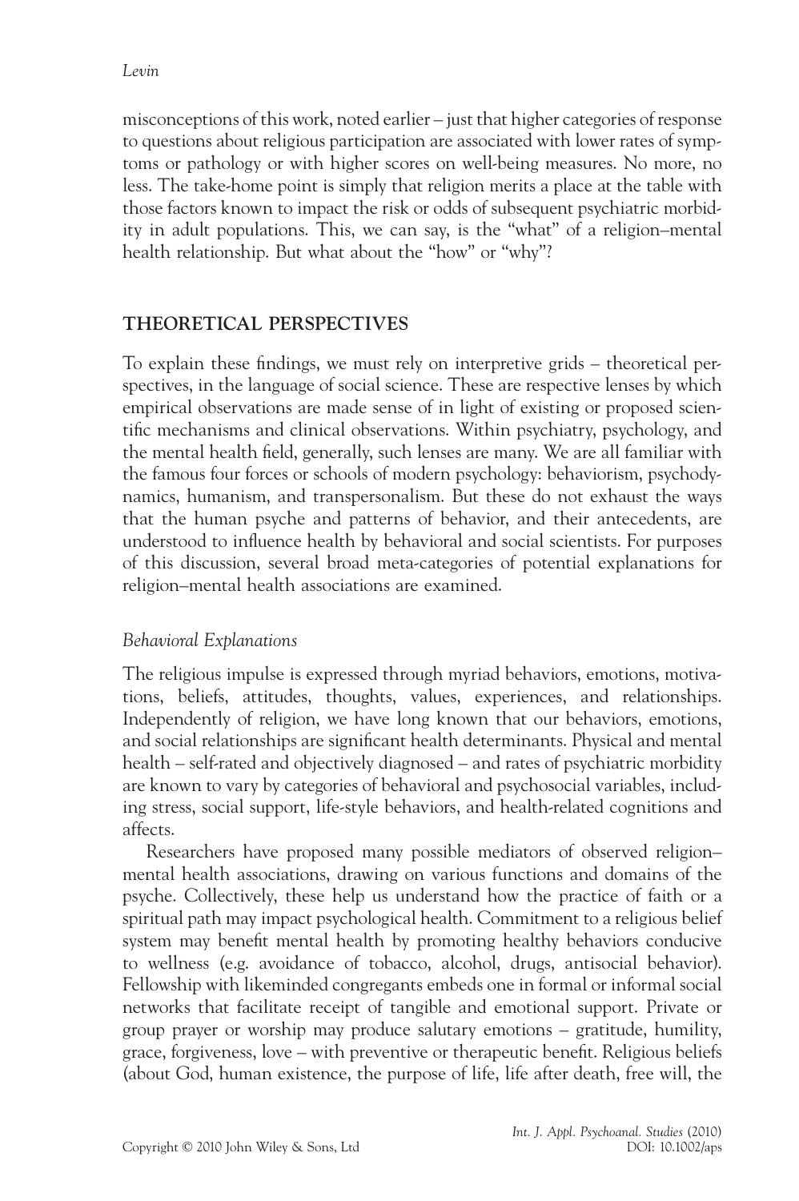misconceptions of this work, noted earlier – just that higher categories of response to questions about religious participation are associated with lower rates of symptoms or pathology or with higher scores on well-being measures. No more, no less. The take-home point is simply that religion merits a place at the table with those factors known to impact the risk or odds of subsequent psychiatric morbidity in adult populations. This, we can say, is the "what" of a religion–mental health relationship. But what about the "how" or "why"?

## THEORETICAL PERSPECTIVES

To explain these findings, we must rely on interpretive grids – theoretical perspectives, in the language of social science. These are respective lenses by which empirical observations are made sense of in light of existing or proposed scientific mechanisms and clinical observations. Within psychiatry, psychology, and the mental health field, generally, such lenses are many. We are all familiar with the famous four forces or schools of modern psychology: behaviorism, psychodynamics, humanism, and transpersonalism. But these do not exhaust the ways that the human psyche and patterns of behavior, and their antecedents, are understood to influence health by behavioral and social scientists. For purposes of this discussion, several broad meta-categories of potential explanations for religion–mental health associations are examined.

### *Behavioral Explanations*

The religious impulse is expressed through myriad behaviors, emotions, motivations, beliefs, attitudes, thoughts, values, experiences, and relationships. Independently of religion, we have long known that our behaviors, emotions, and social relationships are significant health determinants. Physical and mental health – self-rated and objectively diagnosed – and rates of psychiatric morbidity are known to vary by categories of behavioral and psychosocial variables, including stress, social support, life-style behaviors, and health-related cognitions and affects.

Researchers have proposed many possible mediators of observed religion–mental health associations, drawing on various functions and domains of the psyche. Collectively, these help us understand how the practice of faith or a spiritual path may impact psychological health. Commitment to a religious belief system may benefit mental health by promoting healthy behaviors conducive to wellness (e.g. avoidance of tobacco, alcohol, drugs, antisocial behavior). Fellowship with likeminded congregants embeds one in formal or informal social networks that facilitate receipt of tangible and emotional support. Private or group prayer or worship may produce salutary emotions – gratitude, humility, grace, forgiveness, love – with preventive or therapeutic benefit. Religious beliefs (about God, human existence, the purpose of life, life after death, free will, the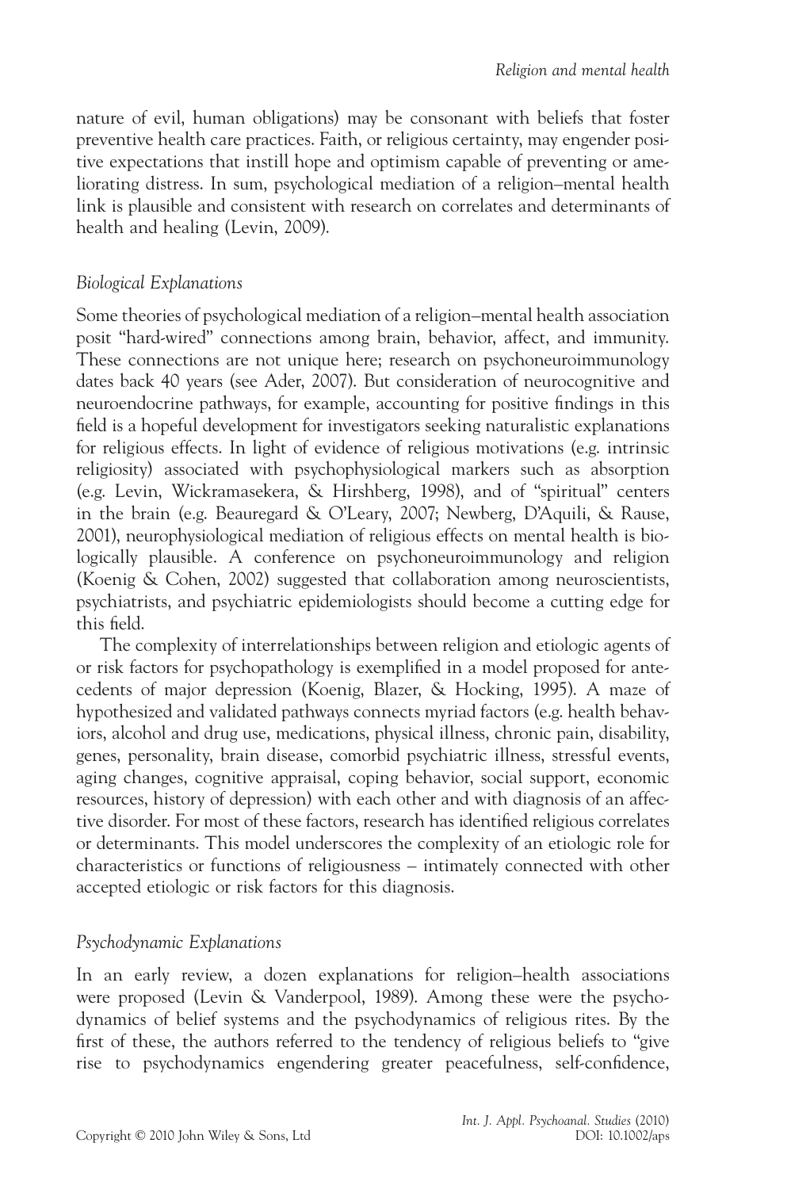nature of evil, human obligations) may be consonant with beliefs that foster preventive health care practices. Faith, or religious certainty, may engender positive expectations that instill hope and optimism capable of preventing or ameliorating distress. In sum, psychological mediation of a religion–mental health link is plausible and consistent with research on correlates and determinants of health and healing (Levin, 2009).

### *Biological Explanations*

Some theories of psychological mediation of a religion–mental health association posit "hard-wired" connections among brain, behavior, affect, and immunity. These connections are not unique here; research on psychoneuroimmunology dates back 40 years (see Ader, 2007). But consideration of neurocognitive and neuroendocrine pathways, for example, accounting for positive findings in this field is a hopeful development for investigators seeking naturalistic explanations for religious effects. In light of evidence of religious motivations (e.g. intrinsic religiosity) associated with psychophysiological markers such as absorption (e.g. Levin, Wickramasekera, & Hirshberg, 1998), and of "spiritual" centers in the brain (e.g. Beauregard & O'Leary, 2007; Newberg, D'Aquili, & Rause, 2001), neurophysiological mediation of religious effects on mental health is biologically plausible. A conference on psychoneuroimmunology and religion (Koenig & Cohen, 2002) suggested that collaboration among neuroscientists, psychiatrists, and psychiatric epidemiologists should become a cutting edge for this field.

The complexity of interrelationships between religion and etiologic agents of or risk factors for psychopathology is exemplified in a model proposed for antecedents of major depression (Koenig, Blazer, & Hocking, 1995). A maze of hypothesized and validated pathways connects myriad factors (e.g. health behaviors, alcohol and drug use, medications, physical illness, chronic pain, disability, genes, personality, brain disease, comorbid psychiatric illness, stressful events, aging changes, cognitive appraisal, coping behavior, social support, economic resources, history of depression) with each other and with diagnosis of an affective disorder. For most of these factors, research has identified religious correlates or determinants. This model underscores the complexity of an etiologic role for characteristics or functions of religiousness – intimately connected with other accepted etiologic or risk factors for this diagnosis.

### *Psychodynamic Explanations*

In an early review, a dozen explanations for religion–health associations were proposed (Levin & Vanderpool, 1989). Among these were the psychodynamics of belief systems and the psychodynamics of religious rites. By the first of these, the authors referred to the tendency of religious beliefs to "give rise to psychodynamics engendering greater peacefulness, self-confidence,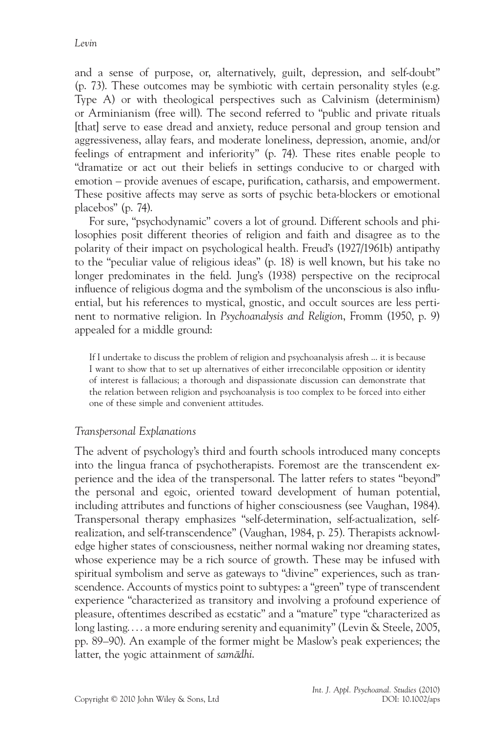and a sense of purpose, or, alternatively, guilt, depression, and self-doubt" (p. 73). These outcomes may be symbiotic with certain personality styles (e.g. Type A) or with theological perspectives such as Calvinism (determinism) or Arminianism (free will). The second referred to "public and private rituals [that] serve to ease dread and anxiety, reduce personal and group tension and aggressiveness, allay fears, and moderate loneliness, depression, anomie, and/or feelings of entrapment and inferiority" (p. 74). These rites enable people to "dramatize or act out their beliefs in settings conducive to or charged with emotion – provide avenues of escape, purification, catharsis, and empowerment. These positive affects may serve as sorts of psychic beta-blockers or emotional placebos" (p. 74).

For sure, "psychodynamic" covers a lot of ground. Different schools and philosophies posit different theories of religion and faith and disagree as to the polarity of their impact on psychological health. Freud's (1927/1961b) antipathy to the "peculiar value of religious ideas" (p. 18) is well known, but his take no longer predominates in the field. Jung's (1938) perspective on the reciprocal influence of religious dogma and the symbolism of the unconscious is also influential, but his references to mystical, gnostic, and occult sources are less pertinent to normative religion. In *Psychoanalysis and Religion*, Fromm (1950, p. 9) appealed for a middle ground:

> If I undertake to discuss the problem of religion and psychoanalysis afresh ... it is because I want to show that to set up alternatives of either irreconcilable opposition or identity of interest is fallacious; a thorough and dispassionate discussion can demonstrate that the relation between religion and psychoanalysis is too complex to be forced into either one of these simple and convenient attitudes.

### *Transpersonal Explanations*

The advent of psychology's third and fourth schools introduced many concepts into the lingua franca of psychotherapists. Foremost are the transcendent experience and the idea of the transpersonal. The latter refers to states "beyond" the personal and egoic, oriented toward development of human potential, including attributes and functions of higher consciousness (see Vaughan, 1984). Transpersonal therapy emphasizes "self-determination, self-actualization, self-realization, and self-transcendence" (Vaughan, 1984, p. 25). Therapists acknowledge higher states of consciousness, neither normal waking nor dreaming states, whose experience may be a rich source of growth. These may be infused with spiritual symbolism and serve as gateways to "divine" experiences, such as transcendence. Accounts of mystics point to subtypes: a "green" type of transcendent experience "characterized as transitory and involving a profound experience of pleasure, oftentimes described as ecstatic" and a "mature" type "characterized as long lasting. . . . a more enduring serenity and equanimity" (Levin & Steele, 2005, pp. 89–90). An example of the former might be Maslow's peak experiences; the latter, the yogic attainment of *samādhi*.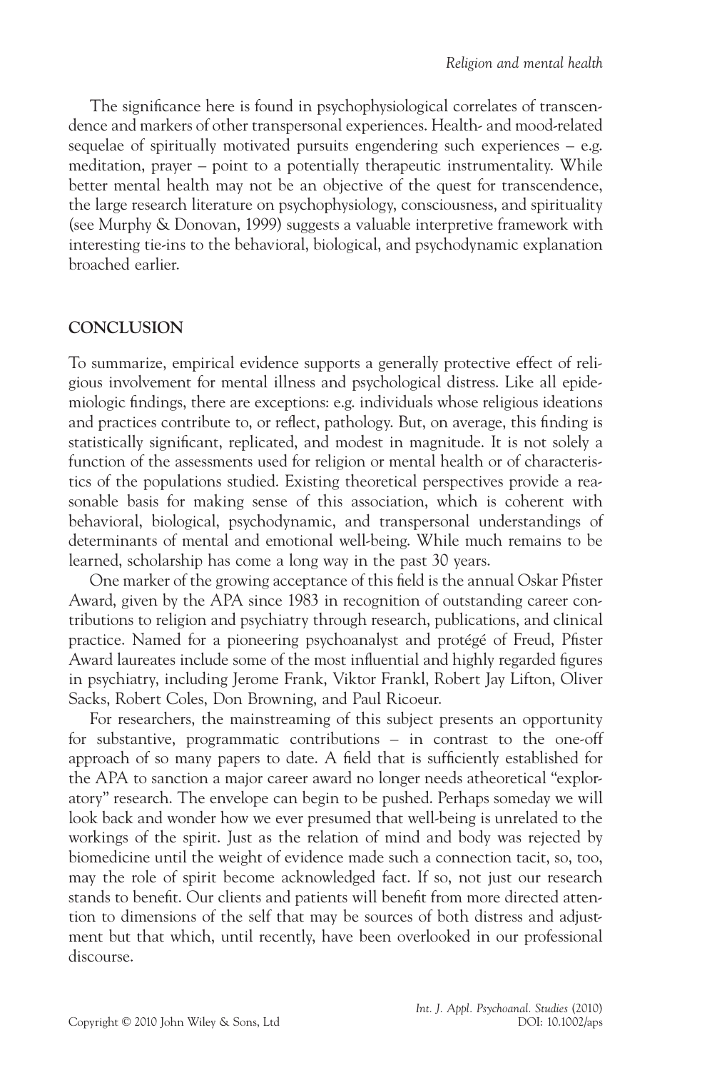The significance here is found in psychophysiological correlates of transcendence and markers of other transpersonal experiences. Health- and mood-related sequelae of spiritually motivated pursuits engendering such experiences – e.g. meditation, prayer – point to a potentially therapeutic instrumentality. While better mental health may not be an objective of the quest for transcendence, the large research literature on psychophysiology, consciousness, and spirituality (see Murphy & Donovan, 1999) suggests a valuable interpretive framework with interesting tie-ins to the behavioral, biological, and psychodynamic explanation broached earlier.

## CONCLUSION

To summarize, empirical evidence supports a generally protective effect of religious involvement for mental illness and psychological distress. Like all epidemiologic findings, there are exceptions: e.g. individuals whose religious ideations and practices contribute to, or reflect, pathology. But, on average, this finding is statistically significant, replicated, and modest in magnitude. It is not solely a function of the assessments used for religion or mental health or of characteristics of the populations studied. Existing theoretical perspectives provide a reasonable basis for making sense of this association, which is coherent with behavioral, biological, psychodynamic, and transpersonal understandings of determinants of mental and emotional well-being. While much remains to be learned, scholarship has come a long way in the past 30 years.

One marker of the growing acceptance of this field is the annual Oskar Pfister Award, given by the APA since 1983 in recognition of outstanding career contributions to religion and psychiatry through research, publications, and clinical practice. Named for a pioneering psychoanalyst and protégé of Freud, Pfister Award laureates include some of the most influential and highly regarded figures in psychiatry, including Jerome Frank, Viktor Frankl, Robert Jay Lifton, Oliver Sacks, Robert Coles, Don Browning, and Paul Ricoeur.

For researchers, the mainstreaming of this subject presents an opportunity for substantive, programmatic contributions – in contrast to the one-off approach of so many papers to date. A field that is sufficiently established for the APA to sanction a major career award no longer needs atheoretical "exploratory" research. The envelope can begin to be pushed. Perhaps someday we will look back and wonder how we ever presumed that well-being is unrelated to the workings of the spirit. Just as the relation of mind and body was rejected by biomedicine until the weight of evidence made such a connection tacit, so, too, may the role of spirit become acknowledged fact. If so, not just our research stands to benefit. Our clients and patients will benefit from more directed attention to dimensions of the self that may be sources of both distress and adjustment but that which, until recently, have been overlooked in our professional discourse.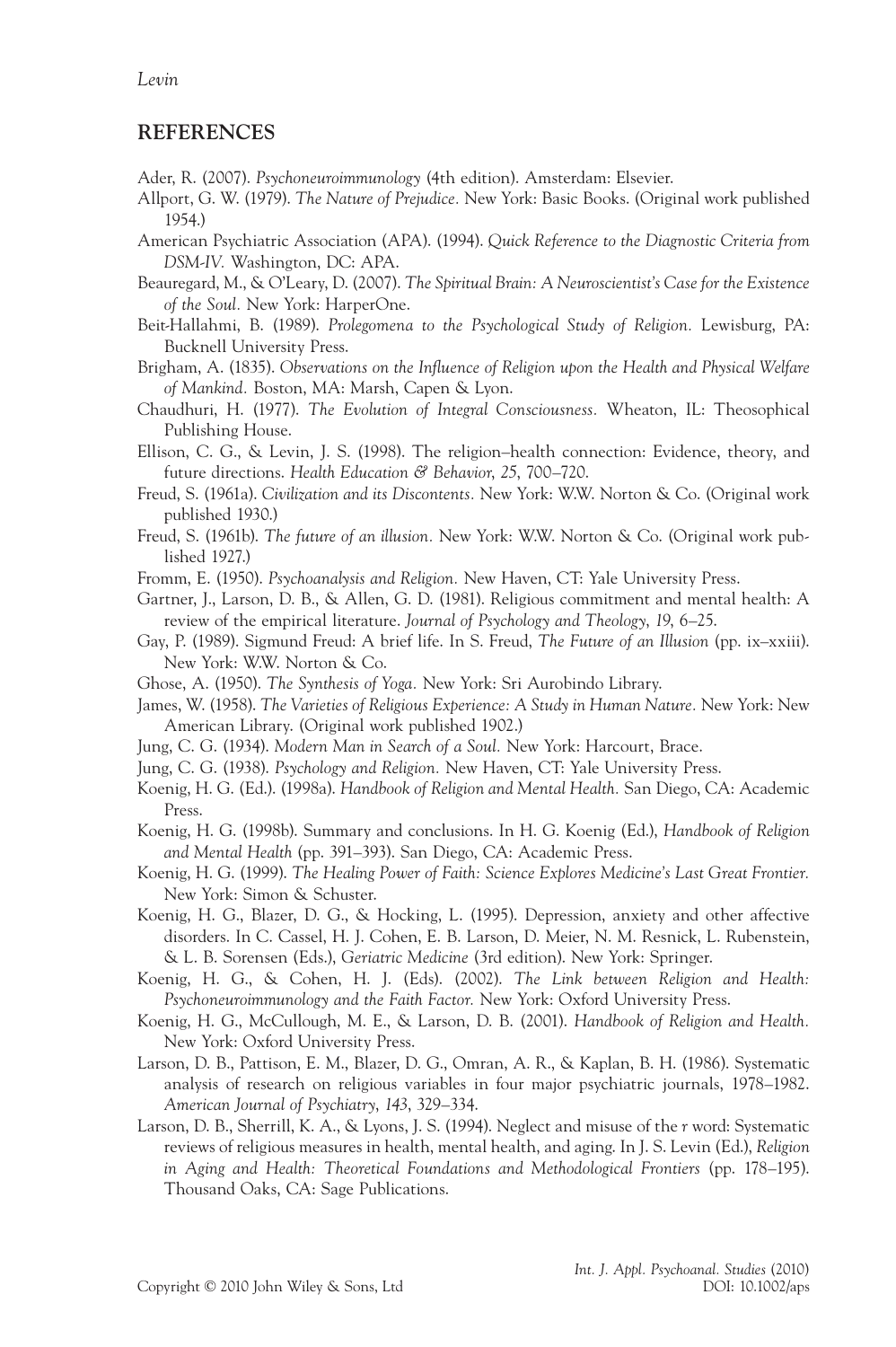## REFERENCES

Ader, R. (2007). *Psychoneuroimmunology* (4th edition). Amsterdam: Elsevier.

Allport, G. W. (1979). *The Nature of Prejudice.* New York: Basic Books. (Original work published 1954.)

American Psychiatric Association (APA). (1994). *Quick Reference to the Diagnostic Criteria from DSM-IV.* Washington, DC: APA.

Beauregard, M., & O'Leary, D. (2007). *The Spiritual Brain: A Neuroscientist's Case for the Existence of the Soul.* New York: HarperOne.

Beit-Hallahmi, B. (1989). *Prolegomena to the Psychological Study of Religion.* Lewisburg, PA: Bucknell University Press.

Brigham, A. (1835). *Observations on the Influence of Religion upon the Health and Physical Welfare of Mankind.* Boston, MA: Marsh, Capen & Lyon.

Chaudhuri, H. (1977). *The Evolution of Integral Consciousness.* Wheaton, IL: Theosophical Publishing House.

Ellison, C. G., & Levin, J. S. (1998). The religion–health connection: Evidence, theory, and future directions. *Health Education & Behavior*, *25*, 700–720.

Freud, S. (1961a). *Civilization and its Discontents.* New York: W.W. Norton & Co. (Original work published 1930.)

Freud, S. (1961b). *The future of an illusion.* New York: W.W. Norton & Co. (Original work published 1927.)

Fromm, E. (1950). *Psychoanalysis and Religion.* New Haven, CT: Yale University Press.

Gartner, J., Larson, D. B., & Allen, G. D. (1981). Religious commitment and mental health: A review of the empirical literature. *Journal of Psychology and Theology*, *19*, 6–25.

Gay, P. (1989). Sigmund Freud: A brief life. In S. Freud, *The Future of an Illusion* (pp. ix–xxiii). New York: W.W. Norton & Co.

Ghose, A. (1950). *The Synthesis of Yoga.* New York: Sri Aurobindo Library.

James, W. (1958). *The Varieties of Religious Experience: A Study in Human Nature.* New York: New American Library. (Original work published 1902.)

Jung, C. G. (1934). *Modern Man in Search of a Soul.* New York: Harcourt, Brace.

Jung, C. G. (1938). *Psychology and Religion.* New Haven, CT: Yale University Press.

Koenig, H. G. (Ed.). (1998a). *Handbook of Religion and Mental Health.* San Diego, CA: Academic Press.

Koenig, H. G. (1998b). Summary and conclusions. In H. G. Koenig (Ed.), *Handbook of Religion and Mental Health* (pp. 391–393). San Diego, CA: Academic Press.

Koenig, H. G. (1999). *The Healing Power of Faith: Science Explores Medicine's Last Great Frontier.* New York: Simon & Schuster.

Koenig, H. G., Blazer, D. G., & Hocking, L. (1995). Depression, anxiety and other affective disorders. In C. Cassel, H. J. Cohen, E. B. Larson, D. Meier, N. M. Resnick, L. Rubenstein, & L. B. Sorensen (Eds.), *Geriatric Medicine* (3rd edition). New York: Springer.

Koenig, H. G., & Cohen, H. J. (Eds). (2002). *The Link between Religion and Health: Psychoneuroimmunology and the Faith Factor.* New York: Oxford University Press.

Koenig, H. G., McCullough, M. E., & Larson, D. B. (2001). *Handbook of Religion and Health.* New York: Oxford University Press.

Larson, D. B., Pattison, E. M., Blazer, D. G., Omran, A. R., & Kaplan, B. H. (1986). Systematic analysis of research on religious variables in four major psychiatric journals, 1978–1982. *American Journal of Psychiatry*, *143*, 329–334.

Larson, D. B., Sherrill, K. A., & Lyons, J. S. (1994). Neglect and misuse of the *r* word: Systematic reviews of religious measures in health, mental health, and aging. In J. S. Levin (Ed.), *Religion in Aging and Health: Theoretical Foundations and Methodological Frontiers* (pp. 178–195). Thousand Oaks, CA: Sage Publications.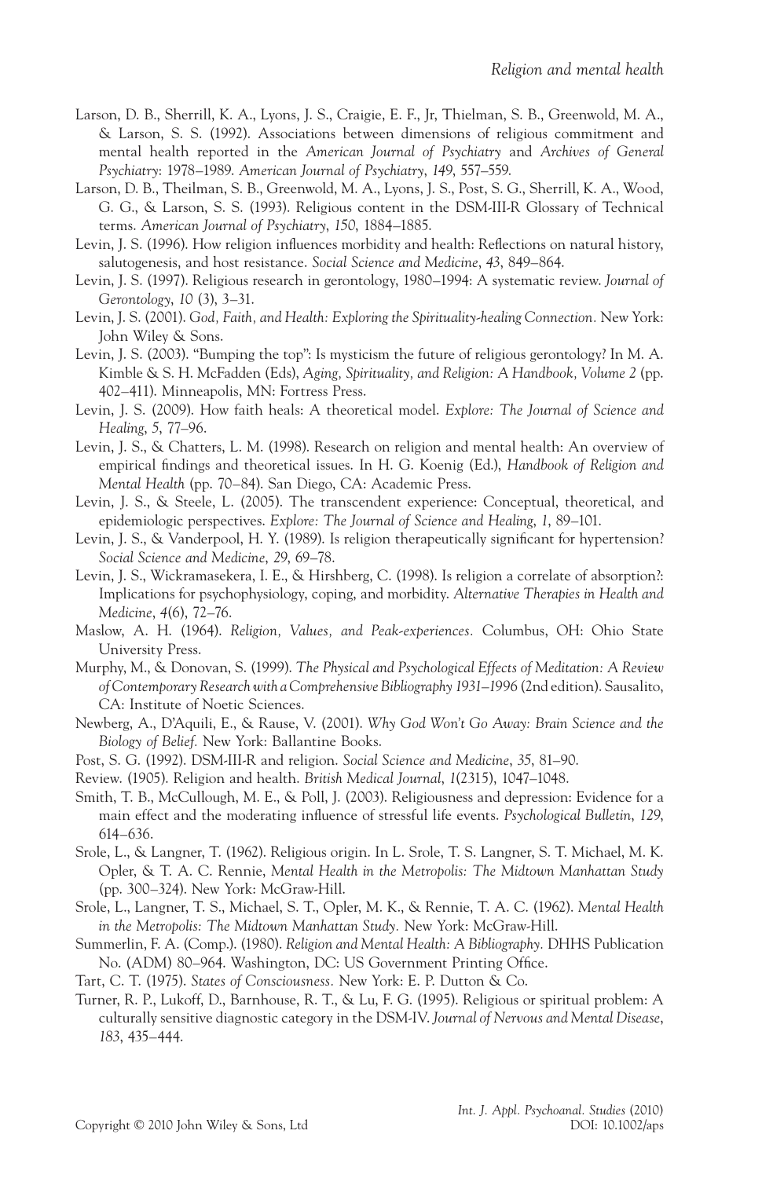Larson, D. B., Sherrill, K. A., Lyons, J. S., Craigie, E. F., Jr, Thielman, S. B., Greenwold, M. A., & Larson, S. S. (1992). Associations between dimensions of religious commitment and mental health reported in the *American Journal of Psychiatry* and *Archives of General Psychiatry*: 1978–1989. *American Journal of Psychiatry*, *149*, 557–559.

Larson, D. B., Theilman, S. B., Greenwold, M. A., Lyons, J. S., Post, S. G., Sherrill, K. A., Wood, G. G., & Larson, S. S. (1993). Religious content in the DSM-III-R Glossary of Technical terms. *American Journal of Psychiatry*, *150*, 1884–1885.

Levin, J. S. (1996). How religion influences morbidity and health: Reflections on natural history, salutogenesis, and host resistance. *Social Science and Medicine*, *43*, 849–864.

Levin, J. S. (1997). Religious research in gerontology, 1980–1994: A systematic review. *Journal of Gerontology*, *10* (3), 3–31.

Levin, J. S. (2001). *God, Faith, and Health: Exploring the Spirituality-healing Connection.* New York: John Wiley & Sons.

Levin, J. S. (2003). "Bumping the top": Is mysticism the future of religious gerontology? In M. A. Kimble & S. H. McFadden (Eds), *Aging, Spirituality, and Religion: A Handbook, Volume 2* (pp. 402–411). Minneapolis, MN: Fortress Press.

Levin, J. S. (2009). How faith heals: A theoretical model. *Explore: The Journal of Science and Healing*, *5*, 77–96.

Levin, J. S., & Chatters, L. M. (1998). Research on religion and mental health: An overview of empirical findings and theoretical issues. In H. G. Koenig (Ed.), *Handbook of Religion and Mental Health* (pp. 70–84). San Diego, CA: Academic Press.

Levin, J. S., & Steele, L. (2005). The transcendent experience: Conceptual, theoretical, and epidemiologic perspectives. *Explore: The Journal of Science and Healing*, *1*, 89–101.

Levin, J. S., & Vanderpool, H. Y. (1989). Is religion therapeutically significant for hypertension? *Social Science and Medicine*, *29*, 69–78.

Levin, J. S., Wickramasekera, I. E., & Hirshberg, C. (1998). Is religion a correlate of absorption?: Implications for psychophysiology, coping, and morbidity. *Alternative Therapies in Health and Medicine*, *4*(6), 72–76.

Maslow, A. H. (1964). *Religion, Values, and Peak-experiences.* Columbus, OH: Ohio State University Press.

Murphy, M., & Donovan, S. (1999). *The Physical and Psychological Effects of Meditation: A Review of Contemporary Research with a Comprehensive Bibliography 1931–1996* (2nd edition). Sausalito, CA: Institute of Noetic Sciences.

Newberg, A., D'Aquili, E., & Rause, V. (2001). *Why God Won't Go Away: Brain Science and the Biology of Belief.* New York: Ballantine Books.

Post, S. G. (1992). DSM-III-R and religion. *Social Science and Medicine*, *35*, 81–90.

Review. (1905). Religion and health. *British Medical Journal*, *1*(2315), 1047–1048.

Smith, T. B., McCullough, M. E., & Poll, J. (2003). Religiousness and depression: Evidence for a main effect and the moderating influence of stressful life events. *Psychological Bulletin*, *129*, 614–636.

Srole, L., & Langner, T. (1962). Religious origin. In L. Srole, T. S. Langner, S. T. Michael, M. K. Opler, & T. A. C. Rennie, *Mental Health in the Metropolis: The Midtown Manhattan Study* (pp. 300–324). New York: McGraw-Hill.

Srole, L., Langner, T. S., Michael, S. T., Opler, M. K., & Rennie, T. A. C. (1962). *Mental Health in the Metropolis: The Midtown Manhattan Study.* New York: McGraw-Hill.

Summerlin, F. A. (Comp.). (1980). *Religion and Mental Health: A Bibliography.* DHHS Publication No. (ADM) 80–964. Washington, DC: US Government Printing Office.

Tart, C. T. (1975). *States of Consciousness.* New York: E. P. Dutton & Co.

Turner, R. P., Lukoff, D., Barnhouse, R. T., & Lu, F. G. (1995). Religious or spiritual problem: A culturally sensitive diagnostic category in the DSM-IV. *Journal of Nervous and Mental Disease*, *183*, 435–444.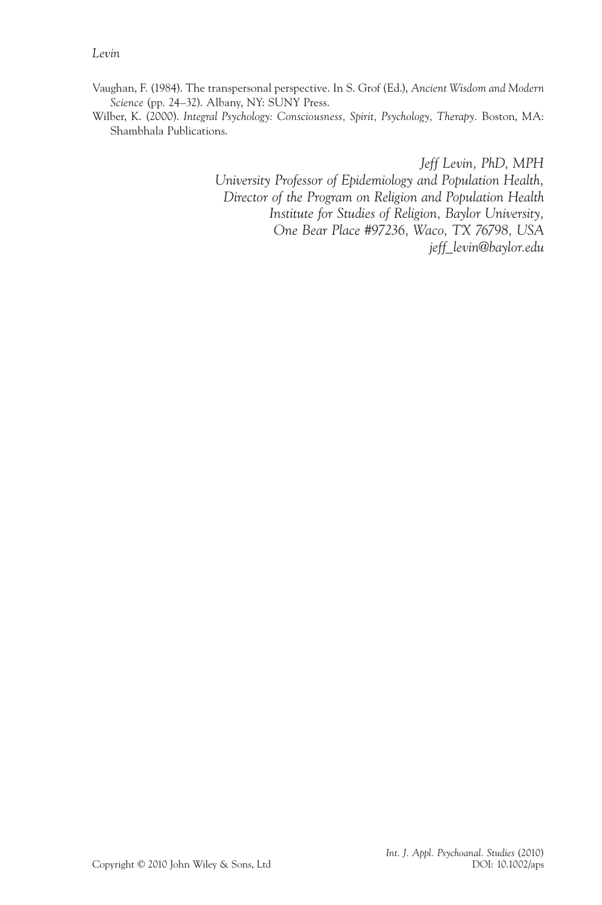Vaughan, F. (1984). The transpersonal perspective. In S. Grof (Ed.), *Ancient Wisdom and Modern Science* (pp. 24–32). Albany, NY: SUNY Press.

Wilber, K. (2000). *Integral Psychology: Consciousness, Spirit, Psychology, Therapy.* Boston, MA: Shambhala Publications.

*Jeff Levin, PhD, MPH*
*University Professor of Epidemiology and Population Health,*
*Director of the Program on Religion and Population Health*
*Institute for Studies of Religion, Baylor University,*
*One Bear Place #97236, Waco, TX 76798, USA*
*jeff_levin@baylor.edu*

Copyright © 2010 John Wiley & Sons, Ltd

DOI: 10.1002/aps